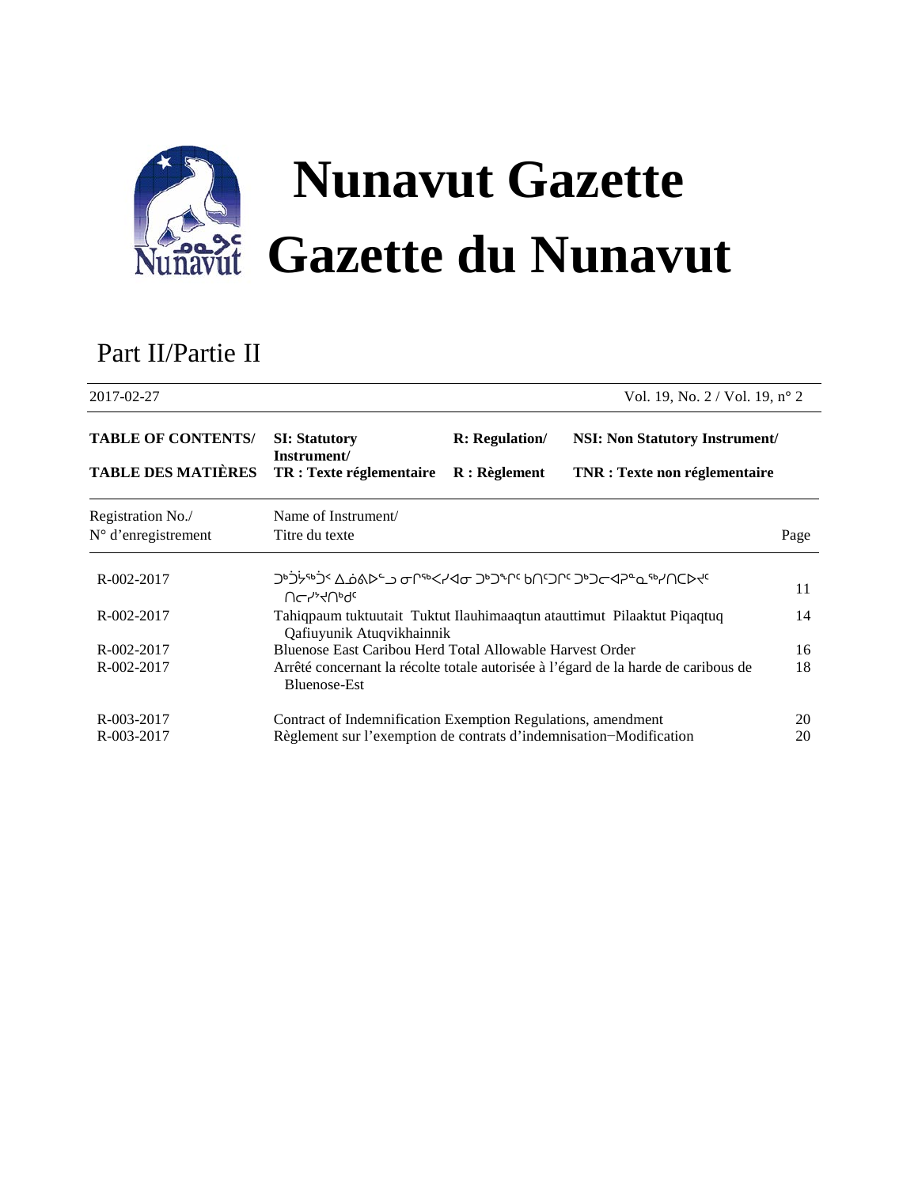# Nunavut Gazette

# Gazette du Nunavut

## Part II/Partie II

2017-02-27 Vol. 19, No. 2 / Vol. 19, n° 2

| TABLE OF CONTENTS/ | SI: Statutory Instrument/ | R: Regulation/ | NSI: Non Statutory Instrument/ |
|---|---|---|---|
| TABLE DES MATIÈRES | TR : Texte réglementaire | R : Règlement | TNR : Texte non réglementaire |

| Registration No./ N° d'enregistrement | Name of Instrument/ Titre du texte | Page |
|---|---|---|
| R-002-2017 | ᑐᒃᑑᔫᖅᑑᑉ ᐃᓅᕕᐅᓪᓗ ᓂᒋᖅᐸᓯᐊᓂ ᑐᒃᑐᖕᒋᑦ ᑲᑎᑦᑐᒋᑦ ᑐᒃᑐᓕᐊᕈᓐᓇᖅᓯᑎᑕᐅᔪᑦ ᑎᓕᓲᔪᑎᒃᑯᑦ | 11 |
| R-002-2017 | Tahiqpaum tuktuutait Tuktut Ilauhimaaqtun atauttimut Pilaaktut Piqaqtuq Qafiuyunik Atuqvikhainnik | 14 |
| R-002-2017 | Bluenose East Caribou Herd Total Allowable Harvest Order | 16 |
| R-002-2017 | Arrêté concernant la récolte totale autorisée à l'égard de la harde de caribous de Bluenose-Est | 18 |
| R-003-2017 | Contract of Indemnification Exemption Regulations, amendment | 20 |
| R-003-2017 | Règlement sur l'exemption de contrats d'indemnisation−Modification | 20 |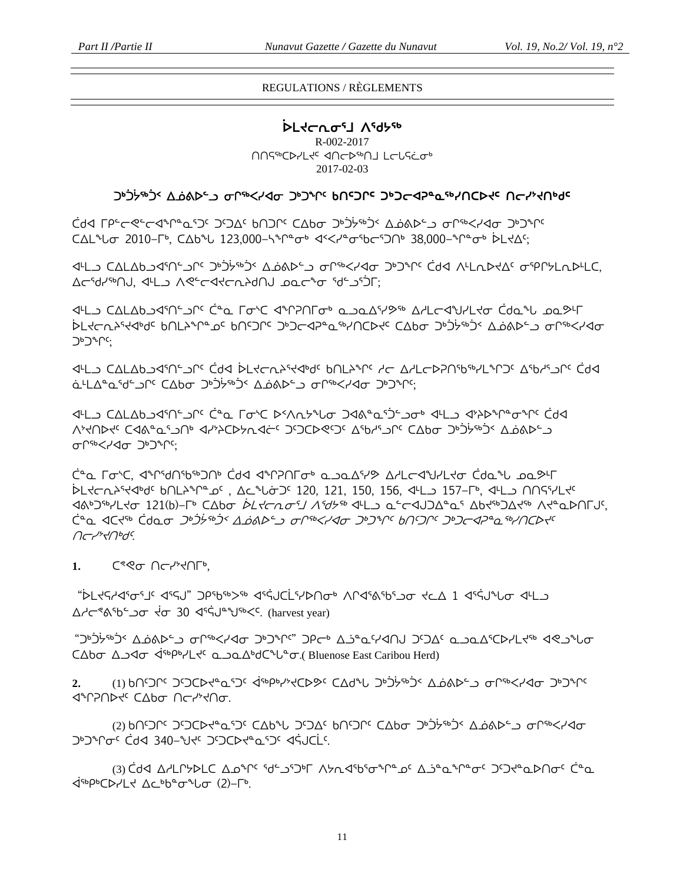REGULATIONS / RÈGLEMENTS

## ᐆᒪᔪᓕᕆᓂᕐᒧ ᐱᕐᕈᓯᖅ

R-002-2017
ᑎᑎᕋᖅᑕᐅᓯᒪᔪᑦ ᐊᑎᓕᐅᖅᑎᒧ ᒪᓕᒐᕐᓛᓂᒃ
2017-02-03

### ᑐᒃᑑᓰᖅᑑᑉ ᐃᓄᐃᑦ ᓂᒋᖅᐸᓯᐊᓂ ᑐᒃᑐᖏᑦ ᑲᑎᑦᑐᒋᑦ ᑐᒃᑐᓕᐊᕈᓐᓇᖅᓯᑎᑕᐅᔪᑦ ᑎᓕᓯᔾᔪᑎᒃᑯᑦ

ᑖᒃᑯᐊ ᒥᑭᓕᕚᓕᐊᖏᓐᓇᕐᑐᑦ ᑐᑦᑐᐃᑦ ᑲᑎᑐᒋᑦ ᑕᐃᑲᓂ ᑐᒃᑑᓰᖅᑑᑉ ᐃᓄᐃᑦ ᓂᒋᖅᐸᓯᐊᓂ ᑐᒃᑐᖏᑦ ᑕᐃᒪᖓᓂ 2010–ᒥᒃ, ᑕᐃᑲᖓ 123,000–ᓴᖏᓐᓂᒃ ᐊᑉᐸᓯᓐᓂᖅᑲᓕᕐᑐᑎᒃ 38,000–ᖏᓐᓂᒃ ᐆᒪᔪᐃᑦ;

ᐊᒻᒪᓗ ᑕᐃᒪᐃᑲᓗᐊᕐᑎᓪᓗᒋᑦ ᑐᒃᑑᓰᖅᑑᑉ ᐃᓄᐃᑦ ᓂᒋᖅᐸᓯᐊᓂ ᑐᒃᑐᖏᑦ ᑖᒃᑯᐊ ᐱᒻᒪᕆᐅᔪᐃᑦ ᓂᕿᒋᓭᒪᕆᐅᒻᒪᑕ, ᐃᓕᕐᑯᓯᖅᑎᒍ, ᐊᒻᒪᓗ ᐱᕙᓪᓕᐊᔪᓕᕆᔨᑯᑎᒍ ᓄᓇᓕᖕᓂ ᖁᓪᓗᕐᑑᑦ;

ᐊᒻᒪᓗ ᑕᐃᒪᐃᑲᓗᐊᕐᑎᓪᓗᒋᑦ ᑖᓐᓇ ᒥᓂᔅᑕ ᐊᖏᕈᑎᒥᒃ ᓇᓗᓇᐃᕐᓯᔪᖅ ᐃᓱᒪᓕᐊᖑᔪᓯᒪᔪᓂ ᑖᒃᑲᖕᒐ ᓄᓇᕗᒻᒥ ᐆᒪᔪᓕᕆᔨᕐᔪᐊᒃᑯᑦ ᑲᑎᒪᔨᖏᓐᓄᑦ ᑲᑎᑦᑐᒋᑦ ᑐᒃᑐᓕᐊᕈᓐᓇᖅᓯᑎᑕᐅᔪᑦ ᑕᐃᑲᓂ ᑐᒃᑑᓰᖅᑑᑉ ᐃᓄᐃᑦ ᓂᒋᖅᐸᓯᐊᓂ ᑐᒃᑐᖏᑦ;

ᐊᒻᒪᓗ ᑕᐃᒪᐃᑲᓗᐊᕐᑎᓪᓗᒋᑦ ᑖᒃᑯᐊ ᐆᒪᔪᓕᕆᔨᕐᔪᐊᒃᑯᑦ ᑲᑎᒪᔨᖏᑦ ᓱᓕ ᐃᓱᒪᓕᐅᕈᑎᖃᖅᓯᒪᖏᑦᑐᑦ ᐃᖃᓯᕐᓗᑎᑦ ᑖᒃᑯᐊ ᓈᒻᒪᖕᓇᕐᑯᓪᓗᑎᑦ ᑕᐃᑲᓂ ᑐᒃᑑᓰᖅᑑᑉ ᐃᓄᐃᑦ ᓂᒋᖅᐸᓯᐊᓂ ᑐᒃᑐᖏᑦ;

ᐊᒻᒪᓗ ᑕᐃᒪᐃᑲᓗᐊᕐᑎᓪᓗᒋᑦ ᑖᓐᓇ ᒥᓂᔅᑕ ᐅᐸᐱᕆᔾᔪᓯᓂ ᑐᐊᕕᓐᓇᕐᑐᑦᑐᓂᒃ ᐊᒻᒪᓗ ᐊᔾᔨᐅᖏᓐᓂᖏᑦ ᑖᒃᑯᐊ ᐱᔾᔪᑎᐅᔪᑦ ᑕᐊᕕᓐᓇᕐᑐᓂᒃ ᐊᓯᔾᔨᑕᐅᓯᕆᐊᓖᑦ ᑐᑦᑐᑕᐅᕙᑦᑐᑦ ᐃᖃᓯᕐᓗᑎᑦ ᑕᐃᑲᓂ ᑐᒃᑑᓰᖅᑑᑉ ᐃᓄᐃᑦ ᓂᒋᖅᐸᓯᐊᓂ ᑐᒃᑐᖏᑦ;

ᑖᓐᓇ ᒥᓂᔅᑕ, ᐊᖏᖁᑎᖃᖅᑐᑎᒃ ᑖᒃᑯᐊ ᐊᖏᕈᑎᒥᓂᒃ ᓇᓗᓇᐃᕐᓯᔪᖅ ᐃᓱᒪᓕᐊᖑᔪᓯᒪᔪᓂ ᑖᒃᑲᖕᒐ ᓄᓇᕗᒻᒥ ᐆᒪᔪᓕᕆᔨᕐᔪᐊᒃᑯᑦ ᑲᑎᒪᔨᖏᓐᓄᑦ , ᐃᓚᖓᓂᑐᑦ 120, 121, 150, 156, ᐊᒻᒪᓗ 157–ᒥᒃ, ᐊᒻᒪᓗ ᑎᑎᕋᕐᓯᒪᔪᑦ ᐊᕕᒃᑐᖅᓯᒪᔪᓂ 121(b)–ᒥᒃ ᑕᐃᑲᓂ *ᐆᒪᔪᓕᕆᓂᕐᒧ ᐱᕐᕈᓯᖅ* ᐊᒻᒪᓗ ᓇᓪᓕᐊᒍᑐᐃᓐᓇᕐ ᐃᑲᔪᖅᑐᐃᔪᖅ ᐱᔪᓐᓇᐅᑎᒥᒎᑦ, ᑖᓐᓇ ᐊᑕᔪᖅ ᑖᒃᑯᓇᓂ *ᑐᒃᑑᓰᖅᑑᑉ ᐃᓄᐃᑦ ᓂᒋᖅᐸᓯᐊᓂ ᑐᒃᑐᖏᑦ ᑲᑎᑦᑐᒋᑦ ᑐᒃᑐᓕᐊᕈᓐᓇᖅᓯᑎᑕᐅᔪᑦ ᑎᓕᓯᔾᔪᑎᒃᑯᑦ*.

**1.** ᑕᕝᕙᓂ ᑎᓕᓯᔾᔪᑎᒥᒃ,

"ᐆᒪᔪᕋᓯᐊᕐᓂᕐᒧᑦ ᐊᕐᕌᒍ" ᑐᑭᖃᖅᐳᖅ ᐊᕐᕋᒍᑕᒫᕐᓯᐅᑎᓂᒃ ᐱᒋᐊᕐᕕᒃᑲᓐᓂ ᔪᓚᐃ 1 ᐊᕐᕌᒍᖓᓂ ᐊᒻᒪᓗ ᐃᓱᓕᕝᕕᒃᑲᓐᓂ ᔫᓂ 30 ᐊᕐᕌᒍᓐᖑᖅᑯᐸᑦ. (harvest year)

"ᑐᒃᑑᓰᖅᑑᑉ ᐃᓄᐃᑦ ᓂᒋᖅᐸᓯᐊᓂ ᑐᒃᑐᖏᑦ" ᑐᑭᓕᒃ ᐃᓘᓐᓇᓯᐊᑎᒍ ᑐᑦᑐᐃᑦ ᓇᓄᓇᐃᕐᑕᐅᓯᒪᔪᖅ ᐊᕙᓗᖓᓂ ᑕᐃᑲᓂ ᐃᓗᐊᓂ ᐋᖅᑭᒃᓯᒪᔪᑦ ᓇᓗᓇᐃᒃᑯᑕᖓᓐᓂ.( Bluenose East Caribou Herd)

**2.** (1) ᑲᑎᑦᑐᒋᑦ ᑐᑦᑐᑕᐅᔪᓐᓇᕐᑐᑦ ᐋᖅᑭᒃᓯᔾᔪᑕᐅᕗᑦ ᑕᐃᒪᖓ ᑐᒃᑑᓰᖅᑑᑉ ᐃᓄᐃᑦ ᓂᒋᖅᐸᓯᐊᓂ ᑐᒃᑐᖏᑦ ᐊᖏᕈᑎᐅᔪᑦ ᑕᐃᑲᓂ ᑎᓕᓯᔾᔪᑎᓂ.

(2) ᑲᑎᑦᑐᒋᑦ ᑐᑦᑐᑕᐅᔪᓐᓇᕐᑐᑦ ᑕᐃᑲᖓ ᑐᑦᑐᐃᑦ ᑲᑎᑦᑐᒋᑦ ᑕᐃᑲᓂ ᑐᒃᑑᓰᖅᑑᑉ ᐃᓄᐃᑦ ᓂᒋᖅᐸᓯᐊᓂ ᑐᒃᑐᖏᓐᓂ ᑖᒃᑯᐊ 340–ᖑᔪᑦ ᑐᑦᑐᑕᐅᔪᓐᓇᕐᑐᑦ ᐊᕐᕌᒍᑕᒫᑦ.

(3) ᑖᒃᑯᐊ ᐃᓱᒪᒋᔭᐅᒪᑕ ᐃᓄᖏᑦ ᖁᓪᓗᕐᑑᒥ ᐱᔭᕆᐊᖃᕐᓂᖏᓐᓇᓐᑦ ᐃᓘᓐᓇᖏᓐᓂᑦ ᑐᑦᑐᔪᓐᓇᐅᑎᓂᑦ ᑖᓐᓇ ᐋᖅᑭᒃᓯᒪᔪ ᐃᓚᒃᑲᓐᓂᖓᓂ (2)–ᒥᒃ.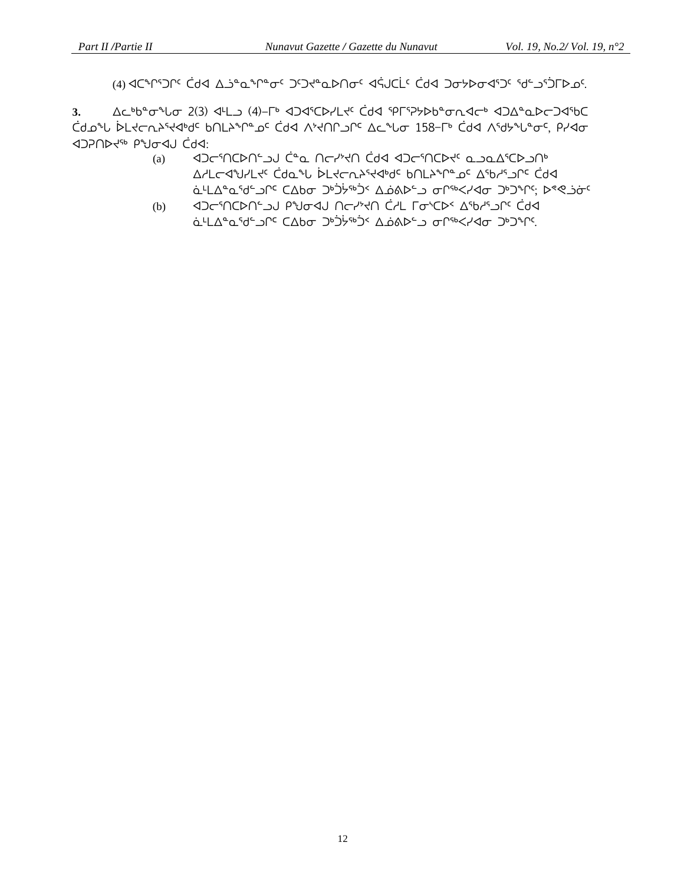(4) ᐊᑕᖏᕐᑐᒋᑦ ᑖᑯᐊ ᐃᓘᓐᓇᖏᓐᓂᑦ ᑐᑦᑐᔪᓐᓇᐅᑎᓂᑦ ᐊᕌᒍᑕᒫᑦ ᑖᑯᐊ ᑐᓂᔭᐅᓂᐊᕐᑐᑦ ᖁᓪᓗᕐᑑᒥᐅᓄᑦ.

**3.** ᐃᓚᒃᑲᓐᓂᖓᓂ 2(3) ᐊᒻᒪᓗ (4)–ᒥᒃ ᐊᑐᐊᕐᑕᐅᓯᒪᔪᑦ ᑖᑯᐊ ᕿᒥᕐᕈᔭᐅᒃᑲᓐᓂᕆᐊᓕᒃ ᐊᑐᐃᓐᓇᐅᓕᑐᐊᖃᑕ ᑖᑯᓄᖓ ᐆᒪᔪᓕᕆᔨᕐᔪᐊᒃᑯᑦ ᑲᑎᒪᔨᖏᓐᓄᑦ ᑖᑯᐊ ᐱᔾᔪᑎᒋᓗᒋᑦ ᐃᓚᖓᓂ 158–ᒥᒃ ᑖᑯᐊ ᐱᕐᑯᔭᖓᓐᓂᑦ, ᑭᓯᐊᓂ ᐊᑐᕈᑎᐅᔪᖅ ᑭᖑᓂᐊᒍ ᑖᑯᐊ:

(a) ᐊᑐᓕᕐᑎᑕᐅᑎᓪᓗᒍ ᑖᓐᓇ ᑎᓕᓯᔾᔪᑎ ᑖᑯᐊ ᐊᑐᓕᕐᑎᑕᐅᔪᑦ ᓇᓗᓇᐃᕐᑕᐅᓗᑎᒃ ᐃᓯᒪᓕᐊᖑᓯᒪᔪᑦ ᑖᑯᓇᖓ ᐆᒪᔪᓕᕆᔨᕐᔪᐊᒃᑯᑦ ᑲᑎᒪᔨᖏᓐᓄᑦ ᐃᕐᑲᓯᕐᓗᒋᑦ ᑖᑯᐊ ᓈᒻᒪᐃᓐᓇᕐᑯᓪᓗᒋᑦ ᑕᐃᑲᓂ ᑐᒃᑑᔭᖅᑑᑉ ᐃᓅᕕᐅᓪᓗ ᓂᒋᖅᐸᓯᐊᓂ ᑐᒃᑐᖏᑦ; ᐅᕙᓗᓃᑦ

(b) ᐊᑐᓕᕐᑎᑕᐅᑎᓪᓗᒍ ᑭᖑᓂᐊᒍ ᑎᓕᓯᔾᔪᑎ ᑖᓯᒪ ᒥᓂᒃᑕᐅᑉ ᐃᕐᑲᓯᕐᓗᒋᑦ ᑖᑯᐊ ᓈᒻᒪᐃᓐᓇᕐᑯᓪᓗᒋᑦ ᑕᐃᑲᓂ ᑐᒃᑑᔭᖅᑑᑉ ᐃᓅᕕᐅᓪᓗ ᓂᒋᖅᐸᓯᐊᓂ ᑐᒃᑐᖏᑦ.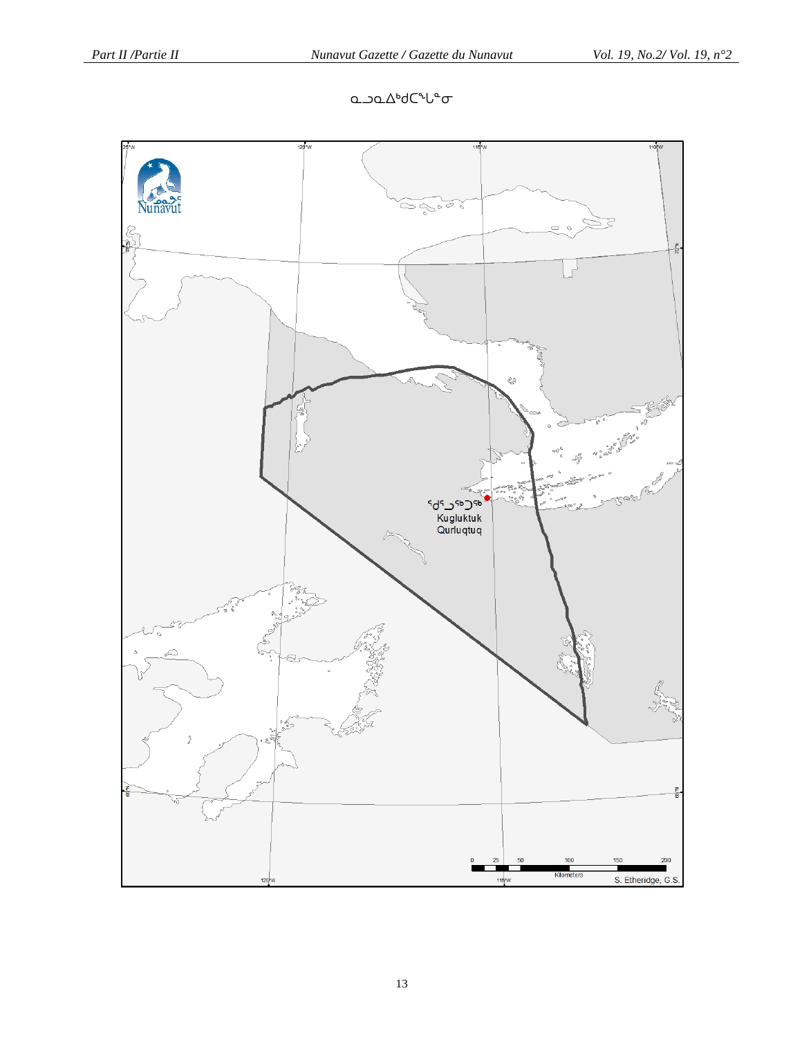ᓇᓄᓇᐃᑯᑕᖕᒍᓂ

ᖁᕐᓗᖅᑐᖅ
Kugluktuk
Qurluqtuq

0 25 50 100 150 200
Kilometers

S. Etheridge, G.S.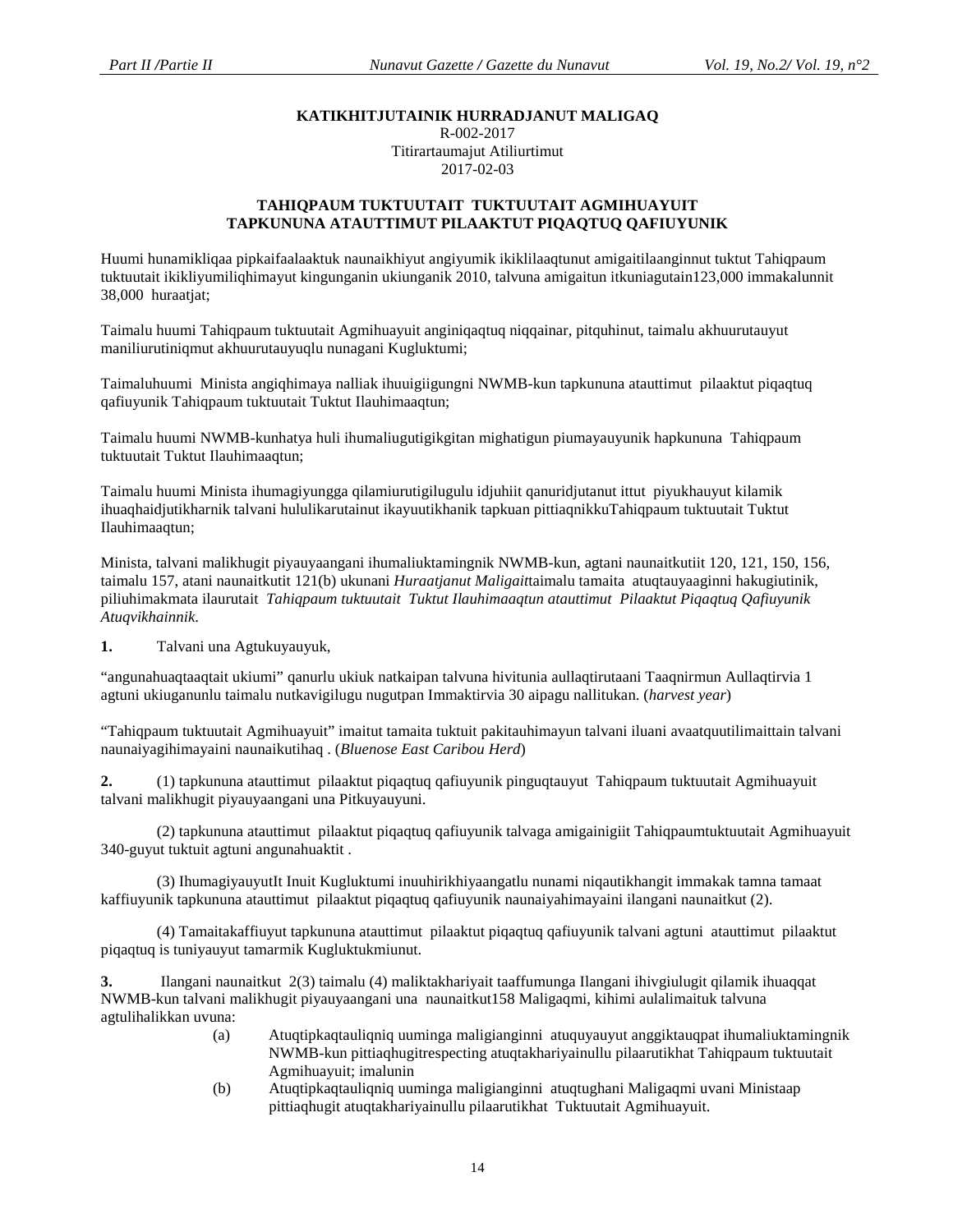**KATIKHITJUTAINIK HURRADJANUT MALIGAQ**
R-002-2017
Titirartaumajut Atiliurtimut
2017-02-03

**TAHIQPAUM TUKTUUTAIT TUKTUUTAIT AGMIHUAYUIT TAPKUNUNA ATAUTTIMUT PILAAKTUT PIQAQTUQ QAFIUYUNIK**

Huumi hunamikliqaa pipkaifaalaaktuk naunaikhiyut angiyumik ikiklilaaqtunut amigaitilaanginnut tuktut Tahiqpaum tuktuutait ikikliyumiliqhimayut kingunganin ukiunganik 2010, talvuna amigaitun itkuniagutain123,000 immakalunnit 38,000 huraatjat;

Taimalu huumi Tahiqpaum tuktuutait Agmihuayuit anginiqaqtuq niqqainar, pitquhinut, taimalu akhuurutauyut maniliurutiniqmut akhuurutauyuqlu nunagani Kugluktumi;

Taimaluhuumi Minista angiqhimaya nalliak ihuuigiigungni NWMB-kun tapkununa atauttimut pilaaktut piqaqtuq qafiuyunik Tahiqpaum tuktuutait Tuktut Ilauhimaaqtun;

Taimalu huumi NWMB-kunhatya huli ihumaliugutigikgitan mighatigun piumayauyunik hapkununa Tahiqpaum tuktuutait Tuktut Ilauhimaaqtun;

Taimalu huumi Minista ihumagiyungga qilamiurutigilugulu idjuhiit qanuridjutanut ittut piyukhauyut kilamik ihuaqhaidjutikharnik talvani hululikarutainut ikayuutikhanik tapkuan pittiaqnikkuTahiqpaum tuktuutait Tuktut Ilauhimaaqtun;

Minista, talvani malikhugit piyauyaangani ihumaliuktamingnik NWMB-kun, agtani naunaitkutiit 120, 121, 150, 156, taimalu 157, atani naunaitkutit 121(b) ukunani *Huraatjanut Maligait*taimalu tamaita atuqtauyaaginni hakugiutinik, piliuhimakmata ilaurutait *Tahiqpaum tuktuutait Tuktut Ilauhimaaqtun atauttimut Pilaaktut Piqaqtuq Qafiuyunik Atuqvikhainnik*.

**1.** Talvani una Agtukuyauyuk,

"angunahuaqtaaqtait ukiumi" qanurlu ukiuk natkaipan talvuna hivitunia aullaqtirutaani Taaqnirmun Aullaqtirvia 1 agtuni ukiuganunlu taimalu nutkavigilugu nugutpan Immaktirvia 30 aipagu nallitukan. (*harvest year*)

"Tahiqpaum tuktuutait Agmihuayuit" imaitut tamaita tuktuit pakitauhimayun talvani iluani avaatquutilimaittain talvani naunaiyagihimayaini naunaikutihaq . (*Bluenose East Caribou Herd*)

**2.** (1) tapkununa atauttimut pilaaktut piqaqtuq qafiuyunik pinguqtauyut Tahiqpaum tuktuutait Agmihuayuit talvani malikhugit piyauyaangani una Pitkuyauyuni.

(2) tapkununa atauttimut pilaaktut piqaqtuq qafiuyunik talvaga amigainigiit Tahiqpaumtuktuutait Agmihuayuit 340-guyut tuktuit agtuni angunahuaktit .

(3) IhumagiyauyutIt Inuit Kugluktumi inuuhirikhiyaangatlu nunami niqautikhangit immakak tamna tamaat kaffiuyunik tapkununa atauttimut pilaaktut piqaqtuq qafiuyunik naunaiyahimayaini ilangani naunaitkut (2).

(4) Tamaitakaffiuyut tapkununa atauttimut pilaaktut piqaqtuq qafiuyunik talvani agtuni atauttimut pilaaktut piqaqtuq is tuniyauyut tamarmik Kugluktukmiunut.

**3.** Ilangani naunaitkut 2(3) taimalu (4) maliktakhariyait taaffumunga Ilangani ihivgiulugit qilamik ihuaqqat NWMB-kun talvani malikhugit piyauyaangani una naunaitkut158 Maligaqmi, kihimi aulalimaituk talvuna agtulihalikkan uvuna:

(a) Atuqtipkaqtauliqniq uuminga maligianginni atuquyauyut anggiktauqpat ihumaliuktamingnik NWMB-kun pittiaqhugitrespecting atuqtakhariyainullu pilaarutikhat Tahiqpaum tuktuutait Agmihuayuit; imalunin

(b) Atuqtipkaqtauliqniq uuminga maligianginni atuqtughani Maligaqmi uvani Ministaap pittiaqhugit atuqtakhariyainullu pilaarutikhat Tuktuutait Agmihuayuit.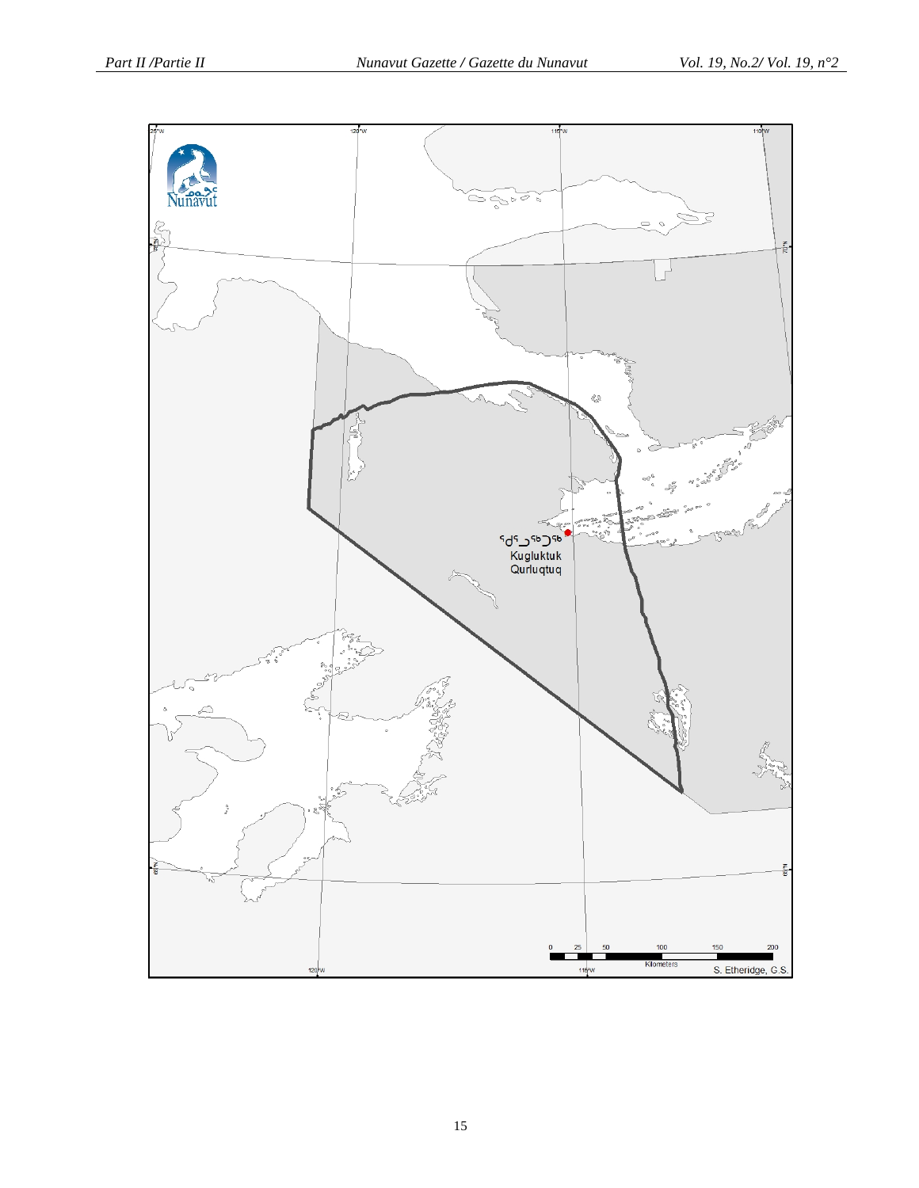ᕿᕐᓗᖅᑐᖅ
Kugluktuk
Qurluqtuq

0 25 50 100 150 200
Kilometers

S. Etheridge, G.S.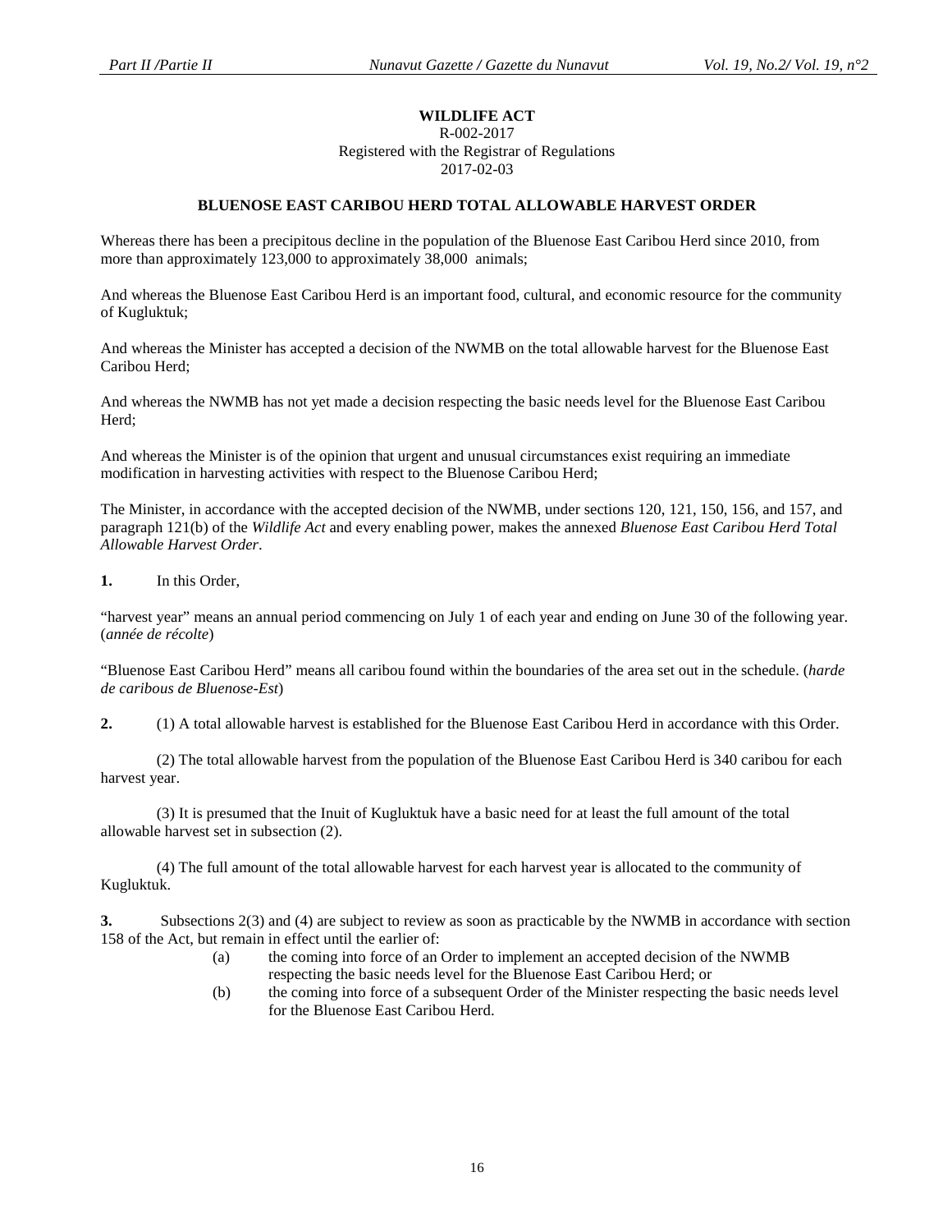# WILDLIFE ACT

R-002-2017
Registered with the Registrar of Regulations
2017-02-03

## BLUENOSE EAST CARIBOU HERD TOTAL ALLOWABLE HARVEST ORDER

Whereas there has been a precipitous decline in the population of the Bluenose East Caribou Herd since 2010, from more than approximately 123,000 to approximately 38,000 animals;

And whereas the Bluenose East Caribou Herd is an important food, cultural, and economic resource for the community of Kugluktuk;

And whereas the Minister has accepted a decision of the NWMB on the total allowable harvest for the Bluenose East Caribou Herd;

And whereas the NWMB has not yet made a decision respecting the basic needs level for the Bluenose East Caribou Herd;

And whereas the Minister is of the opinion that urgent and unusual circumstances exist requiring an immediate modification in harvesting activities with respect to the Bluenose Caribou Herd;

The Minister, in accordance with the accepted decision of the NWMB, under sections 120, 121, 150, 156, and 157, and paragraph 121(b) of the *Wildlife Act* and every enabling power, makes the annexed *Bluenose East Caribou Herd Total Allowable Harvest Order*.

**1.** In this Order,

"harvest year" means an annual period commencing on July 1 of each year and ending on June 30 of the following year. (*année de récolte*)

"Bluenose East Caribou Herd" means all caribou found within the boundaries of the area set out in the schedule. (*harde de caribous de Bluenose-Est*)

**2.** (1) A total allowable harvest is established for the Bluenose East Caribou Herd in accordance with this Order.

(2) The total allowable harvest from the population of the Bluenose East Caribou Herd is 340 caribou for each harvest year.

(3) It is presumed that the Inuit of Kugluktuk have a basic need for at least the full amount of the total allowable harvest set in subsection (2).

(4) The full amount of the total allowable harvest for each harvest year is allocated to the community of Kugluktuk.

**3.** Subsections 2(3) and (4) are subject to review as soon as practicable by the NWMB in accordance with section 158 of the Act, but remain in effect until the earlier of:

- (a) the coming into force of an Order to implement an accepted decision of the NWMB respecting the basic needs level for the Bluenose East Caribou Herd; or
- (b) the coming into force of a subsequent Order of the Minister respecting the basic needs level for the Bluenose East Caribou Herd.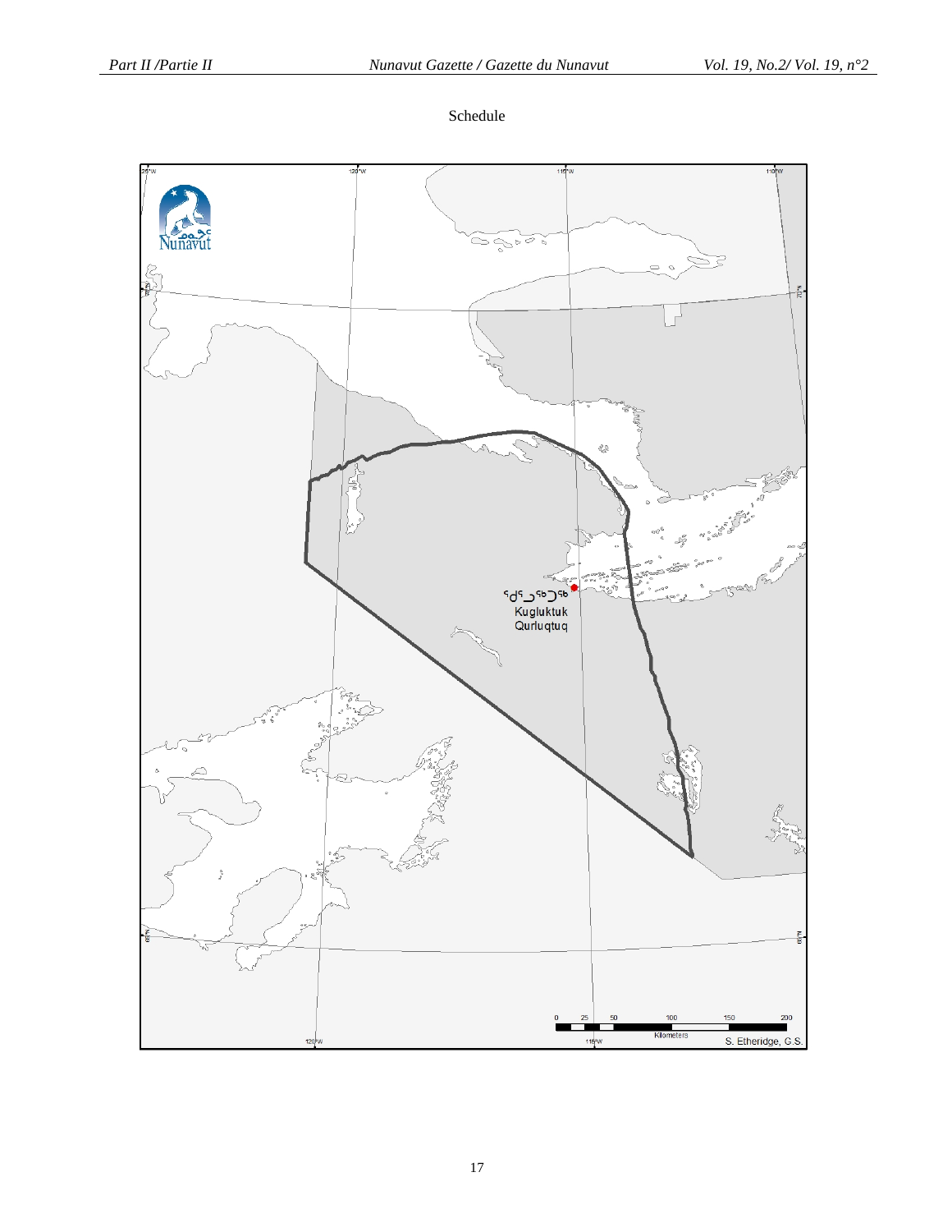Schedule

ᖁᒡᓗᖅᑐᖅ
Kugluktuk
Qurluqtuq

0 25 50 100 150 200
Kilometers

S. Etheridge, G.S.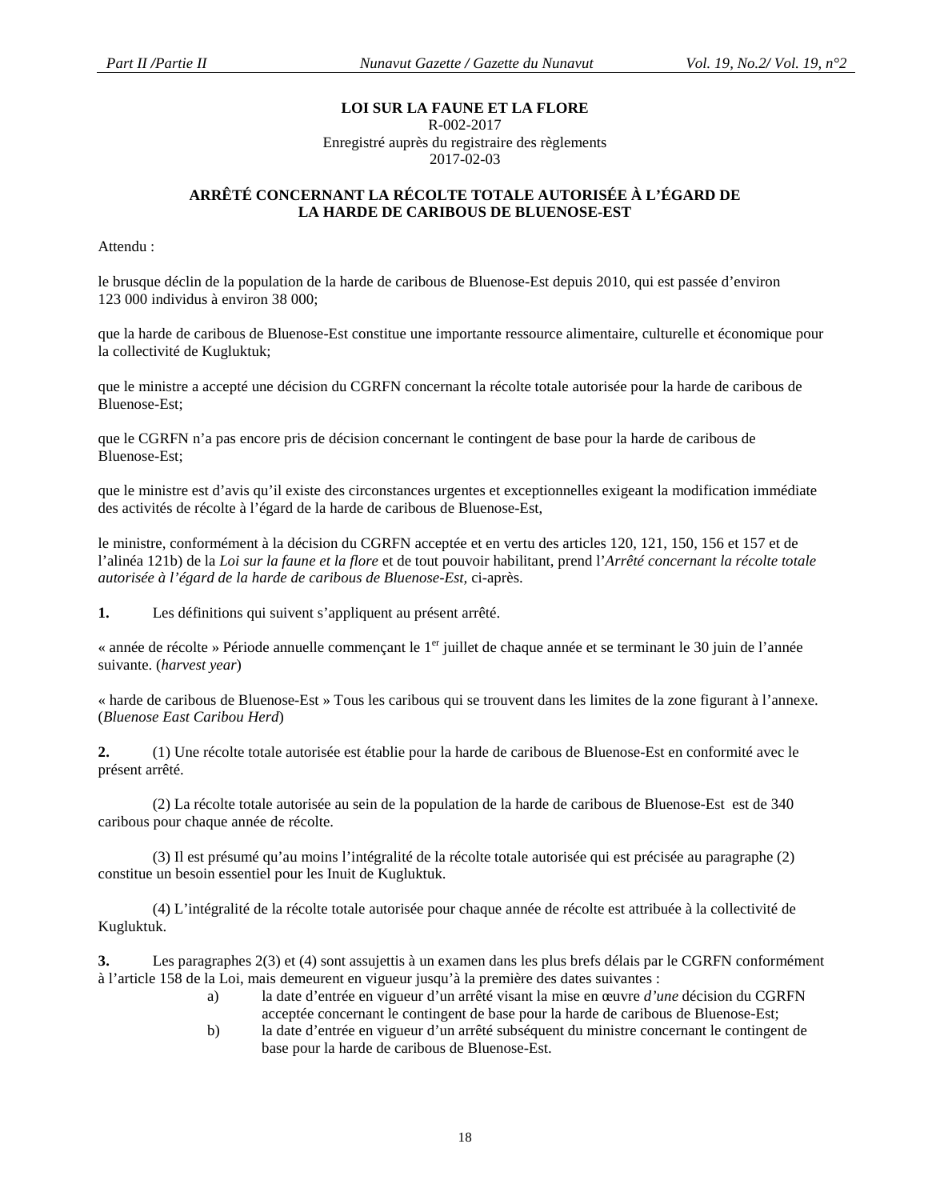**LOI SUR LA FAUNE ET LA FLORE**
R-002-2017
Enregistré auprès du registraire des règlements
2017-02-03

**ARRÊTÉ CONCERNANT LA RÉCOLTE TOTALE AUTORISÉE À L'ÉGARD DE LA HARDE DE CARIBOUS DE BLUENOSE-EST**

Attendu :

le brusque déclin de la population de la harde de caribous de Bluenose-Est depuis 2010, qui est passée d'environ 123 000 individus à environ 38 000;

que la harde de caribous de Bluenose-Est constitue une importante ressource alimentaire, culturelle et économique pour la collectivité de Kugluktuk;

que le ministre a accepté une décision du CGRFN concernant la récolte totale autorisée pour la harde de caribous de Bluenose-Est;

que le CGRFN n'a pas encore pris de décision concernant le contingent de base pour la harde de caribous de Bluenose-Est;

que le ministre est d'avis qu'il existe des circonstances urgentes et exceptionnelles exigeant la modification immédiate des activités de récolte à l'égard de la harde de caribous de Bluenose-Est,

le ministre, conformément à la décision du CGRFN acceptée et en vertu des articles 120, 121, 150, 156 et 157 et de l'alinéa 121b) de la *Loi sur la faune et la flore* et de tout pouvoir habilitant, prend l'*Arrêté concernant la récolte totale autorisée à l'égard de la harde de caribous de Bluenose-Est*, ci-après.

**1.** Les définitions qui suivent s'appliquent au présent arrêté.

« année de récolte » Période annuelle commençant le 1[er] juillet de chaque année et se terminant le 30 juin de l'année suivante. (*harvest year*)

« harde de caribous de Bluenose-Est » Tous les caribous qui se trouvent dans les limites de la zone figurant à l'annexe. (*Bluenose East Caribou Herd*)

**2.** (1) Une récolte totale autorisée est établie pour la harde de caribous de Bluenose-Est en conformité avec le présent arrêté.

(2) La récolte totale autorisée au sein de la population de la harde de caribous de Bluenose-Est est de 340 caribous pour chaque année de récolte.

(3) Il est présumé qu'au moins l'intégralité de la récolte totale autorisée qui est précisée au paragraphe (2) constitue un besoin essentiel pour les Inuit de Kugluktuk.

(4) L'intégralité de la récolte totale autorisée pour chaque année de récolte est attribuée à la collectivité de Kugluktuk.

**3.** Les paragraphes 2(3) et (4) sont assujettis à un examen dans les plus brefs délais par le CGRFN conformément à l'article 158 de la Loi, mais demeurent en vigueur jusqu'à la première des dates suivantes :

a) la date d'entrée en vigueur d'un arrêté visant la mise en œuvre *d'une* décision du CGRFN acceptée concernant le contingent de base pour la harde de caribous de Bluenose-Est;

b) la date d'entrée en vigueur d'un arrêté subséquent du ministre concernant le contingent de base pour la harde de caribous de Bluenose-Est.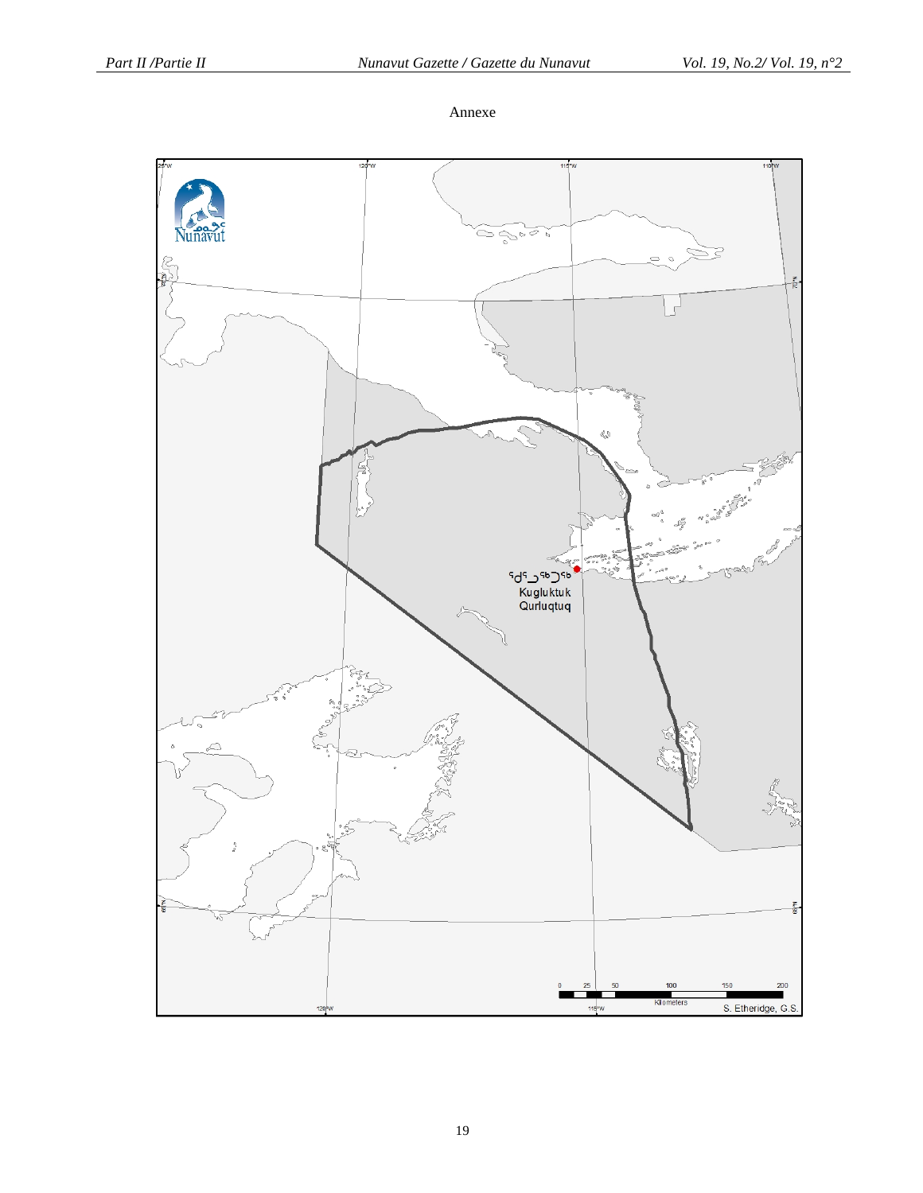Annexe

ᖁᒡᓗᒃᑐᒃ
Kugluktuk
Qurluqtuq

0 25 50 100 150 200
Kilometers

S. Etheridge, G.S.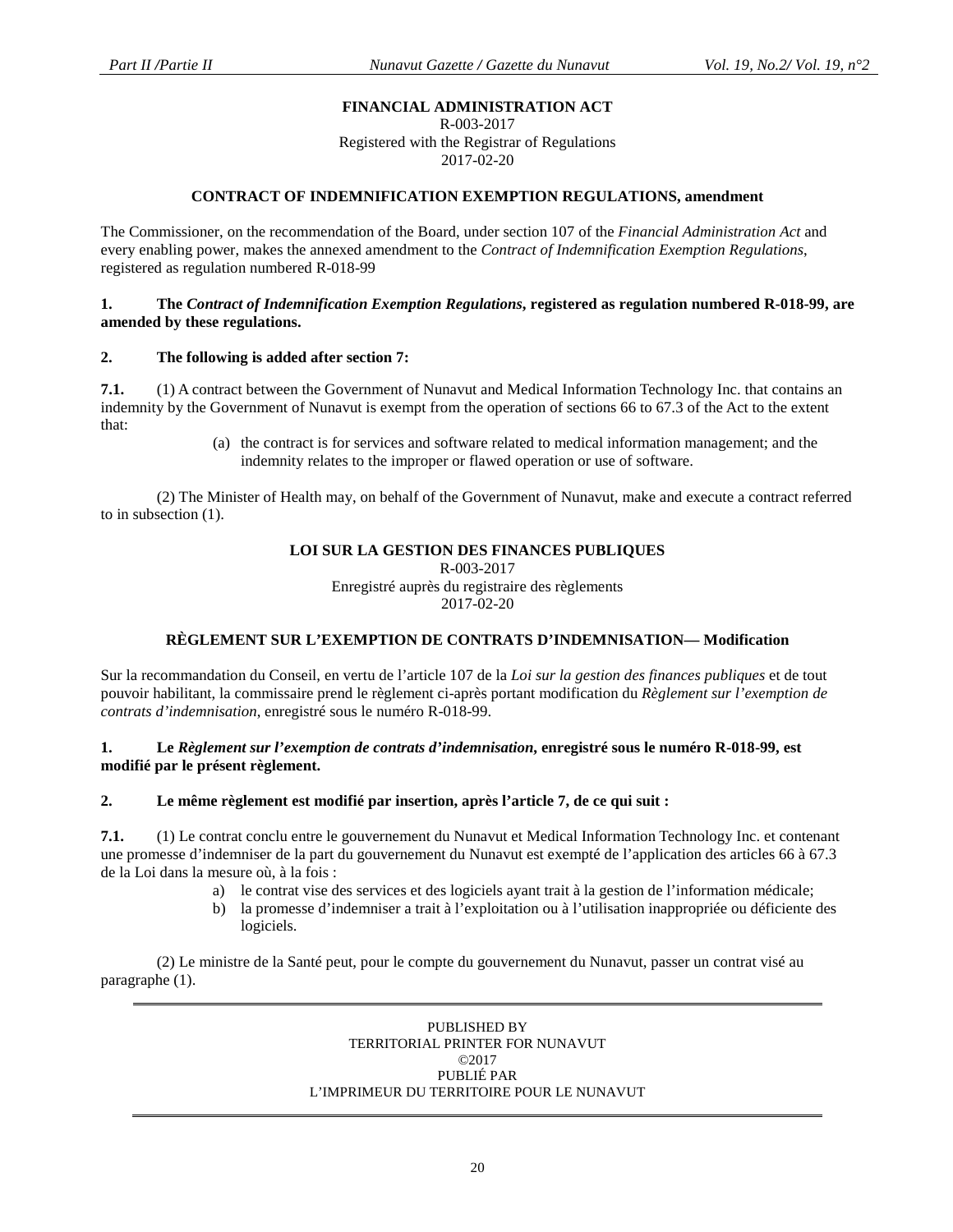**FINANCIAL ADMINISTRATION ACT**
R-003-2017
Registered with the Registrar of Regulations
2017-02-20

**CONTRACT OF INDEMNIFICATION EXEMPTION REGULATIONS, amendment**

The Commissioner, on the recommendation of the Board, under section 107 of the *Financial Administration Act* and every enabling power, makes the annexed amendment to the *Contract of Indemnification Exemption Regulations*, registered as regulation numbered R-018-99

**1. The *Contract of Indemnification Exemption Regulations*, registered as regulation numbered R-018-99, are amended by these regulations.**

**2. The following is added after section 7:**

**7.1.** (1) A contract between the Government of Nunavut and Medical Information Technology Inc. that contains an indemnity by the Government of Nunavut is exempt from the operation of sections 66 to 67.3 of the Act to the extent that:

(a) the contract is for services and software related to medical information management; and the indemnity relates to the improper or flawed operation or use of software.

(2) The Minister of Health may, on behalf of the Government of Nunavut, make and execute a contract referred to in subsection (1).

**LOI SUR LA GESTION DES FINANCES PUBLIQUES**
R-003-2017
Enregistré auprès du registraire des règlements
2017-02-20

**RÈGLEMENT SUR L'EXEMPTION DE CONTRATS D'INDEMNISATION— Modification**

Sur la recommandation du Conseil, en vertu de l'article 107 de la *Loi sur la gestion des finances publiques* et de tout pouvoir habilitant, la commissaire prend le règlement ci-après portant modification du *Règlement sur l'exemption de contrats d'indemnisation*, enregistré sous le numéro R-018-99.

**1. Le *Règlement sur l'exemption de contrats d'indemnisation*, enregistré sous le numéro R-018-99, est modifié par le présent règlement.**

**2. Le même règlement est modifié par insertion, après l'article 7, de ce qui suit :**

**7.1.** (1) Le contrat conclu entre le gouvernement du Nunavut et Medical Information Technology Inc. et contenant une promesse d'indemniser de la part du gouvernement du Nunavut est exempté de l'application des articles 66 à 67.3 de la Loi dans la mesure où, à la fois :

a) le contrat vise des services et des logiciels ayant trait à la gestion de l'information médicale;
b) la promesse d'indemniser a trait à l'exploitation ou à l'utilisation inappropriée ou déficiente des logiciels.

(2) Le ministre de la Santé peut, pour le compte du gouvernement du Nunavut, passer un contrat visé au paragraphe (1).

---

PUBLISHED BY
TERRITORIAL PRINTER FOR NUNAVUT
©2017
PUBLIÉ PAR
L'IMPRIMEUR DU TERRITOIRE POUR LE NUNAVUT

---